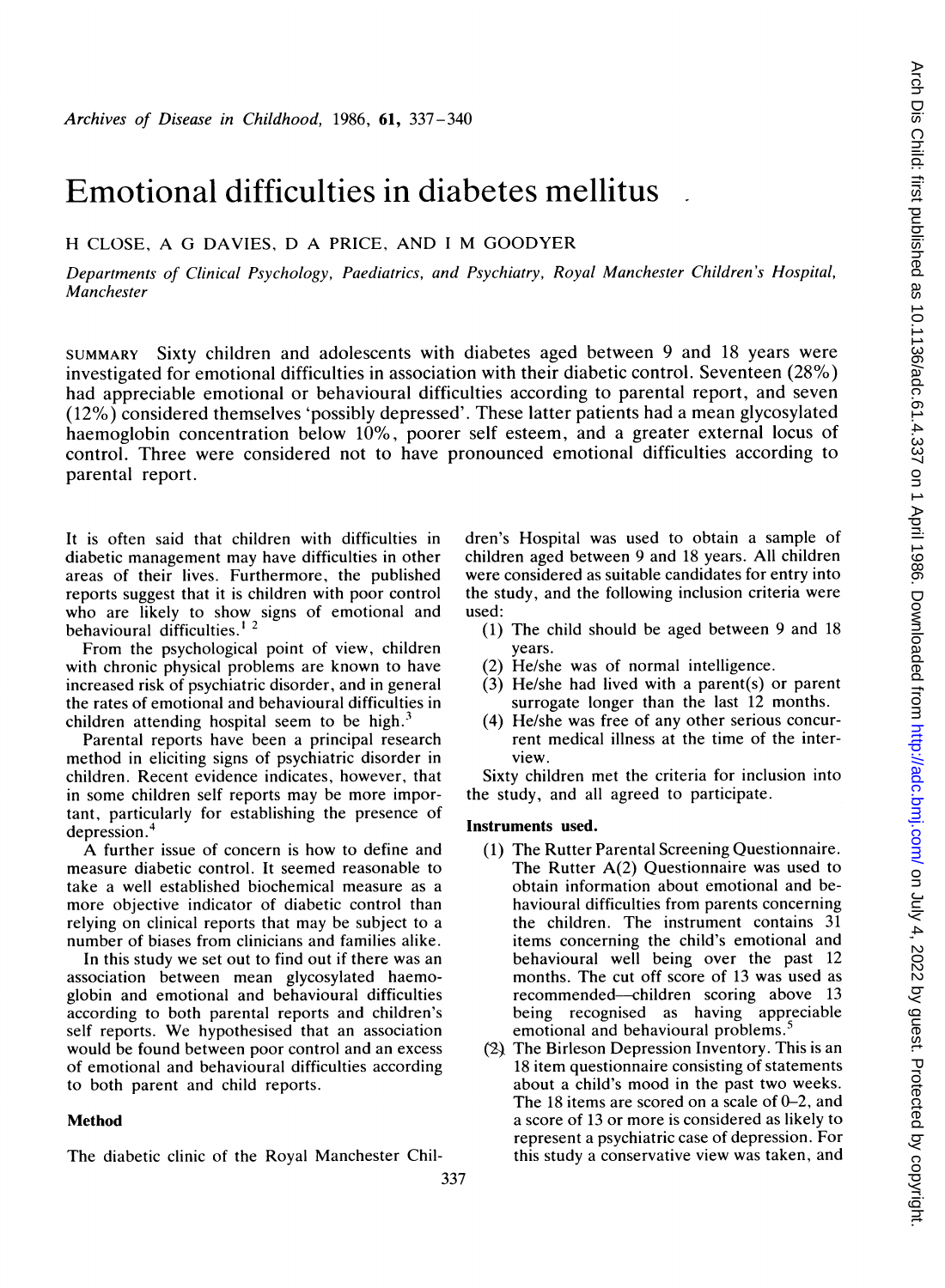# Emotional difficulties in diabetes mellitus

H CLOSE, A G DAVIES, D A PRICE, AND I M GOODYER

*Departments of Clinical Psychology, Paediatrics, and Psychiatry, Royal Manchester Children's Hospital, Manchester*

SUMMARY Sixty children and adolescents with diabetes aged between 9 and 18 years were investigated for emotional difficulties in association with their diabetic control. Seventeen (28%) had appreciable emotional or behavioural difficulties according to parental report, and seven (12%) considered themselves 'possibly depressed'. These latter patients had a mean glycosylated haemoglobin concentration below 10%, poorer self esteem, and a greater external locus of control. Three were considered not to have pronounced emotional difficulties according to parental report.

It is often said that children with difficulties in diabetic management may have difficulties in other areas of their lives. Furthermore, the published reports suggest that it is children with poor control who are likely to show signs of emotional and behavioural difficulties.[1 2]

From the psychological point of view, children with chronic physical problems are known to have increased risk of psychiatric disorder, and in general the rates of emotional and behavioural difficulties in children attending hospital seem to be high.[3]

Parental reports have been a principal research method in eliciting signs of psychiatric disorder in children. Recent evidence indicates, however, that in some children self reports may be more important, particularly for establishing the presence of depression.[4]

A further issue of concern is how to define and measure diabetic control. It seemed reasonable to take a well established biochemical measure as a more objective indicator of diabetic control than relying on clinical reports that may be subject to a number of biases from clinicians and families alike.

In this study we set out to find out if there was an association between mean glycosylated haemoglobin and emotional and behavioural difficulties according to both parental reports and children's self reports. We hypothesised that an association would be found between poor control and an excess of emotional and behavioural difficulties according to both parent and child reports.

## Method

The diabetic clinic of the Royal Manchester Children's Hospital was used to obtain a sample of children aged between 9 and 18 years. All children were considered as suitable candidates for entry into the study, and the following inclusion criteria were used:

(1) The child should be aged between 9 and 18 years.
(2) He/she was of normal intelligence.
(3) He/she had lived with a parent(s) or parent surrogate longer than the last 12 months.
(4) He/she was free of any other serious concurrent medical illness at the time of the interview.

Sixty children met the criteria for inclusion into the study, and all agreed to participate.

**Instruments used.**

(1) The Rutter Parental Screening Questionnaire. The Rutter A(2) Questionnaire was used to obtain information about emotional and behavioural difficulties from parents concerning the children. The instrument contains 31 items concerning the child's emotional and behavioural well being over the past 12 months. The cut off score of 13 was used as recommended—children scoring above 13 being recognised as having appreciable emotional and behavioural problems.[5]
(2) The Birleson Depression Inventory. This is an 18 item questionnaire consisting of statements about a child's mood in the past two weeks. The 18 items are scored on a scale of 0–2, and a score of 13 or more is considered as likely to represent a psychiatric case of depression. For this study a conservative view was taken, and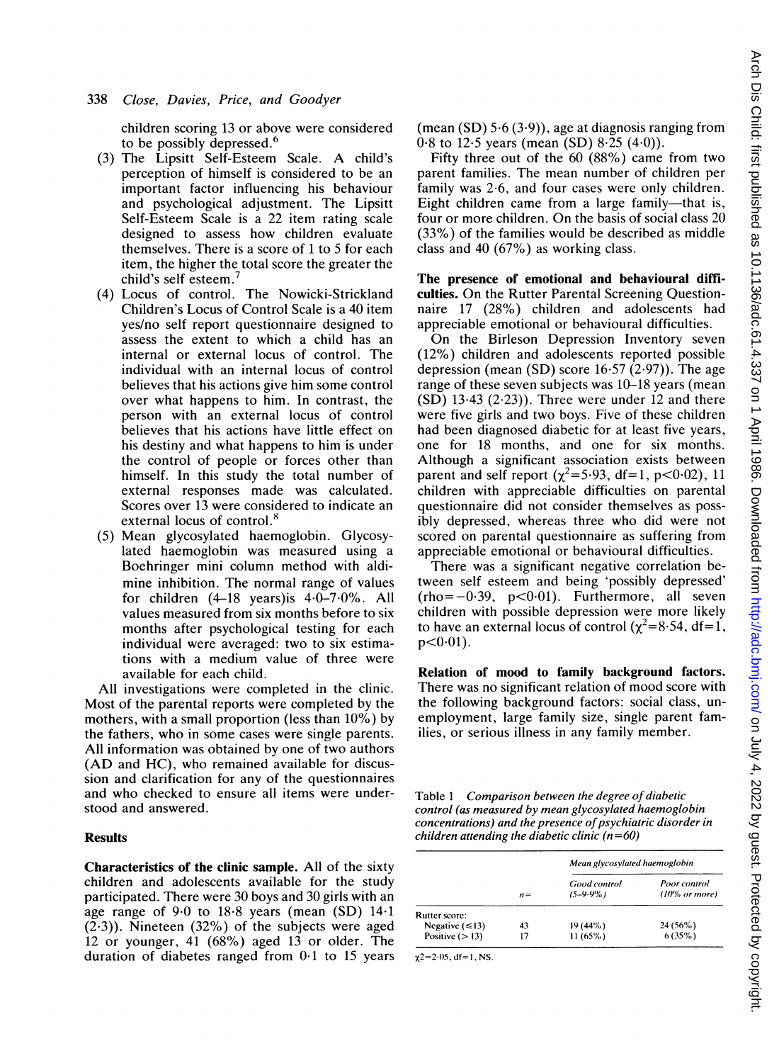children scoring 13 or above were considered to be possibly depressed.[6]

(3) The Lipsitt Self-Esteem Scale. A child's perception of himself is considered to be an important factor influencing his behaviour and psychological adjustment. The Lipsitt Self-Esteem Scale is a 22 item rating scale designed to assess how children evaluate themselves. There is a score of 1 to 5 for each item, the higher the total score the greater the child's self esteem.[7]

(4) Locus of control. The Nowicki-Strickland Children's Locus of Control Scale is a 40 item yes/no self report questionnaire designed to assess the extent to which a child has an internal or external locus of control. The individual with an internal locus of control believes that his actions give him some control over what happens to him. In contrast, the person with an external locus of control believes that his actions have little effect on his destiny and what happens to him is under the control of people or forces other than himself. In this study the total number of external responses made was calculated. Scores over 13 were considered to indicate an external locus of control.[8]

(5) Mean glycosylated haemoglobin. Glycosylated haemoglobin was measured using a Boehringer mini column method with aldimine inhibition. The normal range of values for children (4–18 years)is 4·0–7·0%. All values measured from six months before to six months after psychological testing for each individual were averaged: two to six estimations with a medium value of three were available for each child.

All investigations were completed in the clinic. Most of the parental reports were completed by the mothers, with a small proportion (less than 10%) by the fathers, who in some cases were single parents. All information was obtained by one of two authors (AD and HC), who remained available for discussion and clarification for any of the questionnaires and who checked to ensure all items were understood and answered.

## Results

**Characteristics of the clinic sample.** All of the sixty children and adolescents available for the study participated. There were 30 boys and 30 girls with an age range of 9·0 to 18·8 years (mean (SD) 14·1 (2·3)). Nineteen (32%) of the subjects were aged 12 or younger, 41 (68%) aged 13 or older. The duration of diabetes ranged from 0·1 to 15 years (mean (SD) 5·6 (3·9)), age at diagnosis ranging from 0·8 to 12·5 years (mean (SD) 8·25 (4·0)).

Fifty three out of the 60 (88%) came from two parent families. The mean number of children per family was 2·6, and four cases were only children. Eight children came from a large family—that is, four or more children. On the basis of social class 20 (33%) of the families would be described as middle class and 40 (67%) as working class.

**The presence of emotional and behavioural difficulties.** On the Rutter Parental Screening Questionnaire 17 (28%) children and adolescents had appreciable emotional or behavioural difficulties.

On the Birleson Depression Inventory seven (12%) children and adolescents reported possible depression (mean (SD) score 16·57 (2·97)). The age range of these seven subjects was 10–18 years (mean (SD) 13·43 (2·23)). Three were under 12 and there were five girls and two boys. Five of these children had been diagnosed diabetic for at least five years, one for 18 months, and one for six months. Although a significant association exists between parent and self report ($\chi^2=5\cdot93$, df=1, $p<0\cdot02$), 11 children with appreciable difficulties on parental questionnaire did not consider themselves as possibly depressed, whereas three who did were not scored on parental questionnaire as suffering from appreciable emotional or behavioural difficulties.

There was a significant negative correlation between self esteem and being 'possibly depressed' (rho$=-0\cdot39$, $p<0\cdot01$). Furthermore, all seven children with possible depression were more likely to have an external locus of control ($\chi^2=8\cdot54$, df=1, $p<0\cdot01$).

**Relation of mood to family background factors.** There was no significant relation of mood score with the following background factors: social class, unemployment, large family size, single parent families, or serious illness in any family member.

Table 1 *Comparison between the degree of diabetic control (as measured by mean glycosylated haemoglobin concentrations) and the presence of psychiatric disorder in children attending the diabetic clinic (n=60)*

| | | Mean glycosylated haemoglobin | |
|---|---|---|---|
| | n= | Good control (5–9·9%) | Poor control (10% or more) |
| Rutter score: | | | |
| Negative (≤13) | 43 | 19 (44%) | 24 (56%) |
| Positive (>13) | 17 | 11 (65%) | 6 (35%) |

$\chi^2=2\cdot05$, df=1, NS.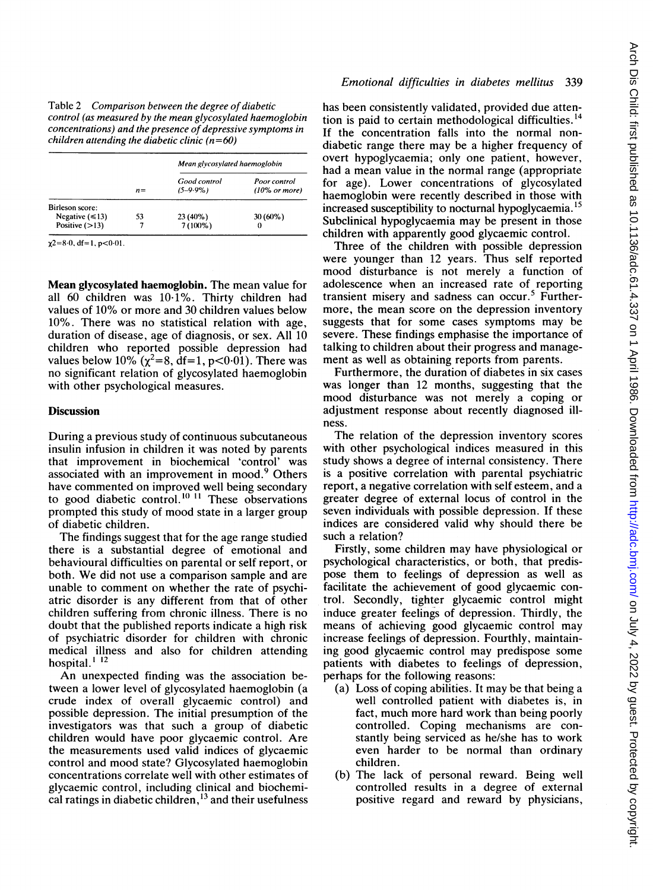Table 2 *Comparison between the degree of diabetic control (as measured by the mean glycosylated haemoglobin concentrations) and the presence of depressive symptoms in children attending the diabetic clinic (n=60)*

| | n= | Mean glycosylated haemoglobin | |
|---|---|---|---|
| | | Good control (5–9·9%) | Poor control (10% or more) |
| Birleson score: | | | |
| Negative (≤13) | 53 | 23 (40%) | 30 (60%) |
| Positive (>13) | 7 | 7 (100%) | 0 |

$\chi^2=8{\cdot}0$, df=1, $p<0{\cdot}01$.

**Mean glycosylated haemoglobin.** The mean value for all 60 children was 10·1%. Thirty children had values of 10% or more and 30 children values below 10%. There was no statistical relation with age, duration of disease, age of diagnosis, or sex. All 10 children who reported possible depression had values below 10% ($\chi^2=8$, df=1, $p<0{\cdot}01$). There was no significant relation of glycosylated haemoglobin with other psychological measures.

## Discussion

During a previous study of continuous subcutaneous insulin infusion in children it was noted by parents that improvement in biochemical 'control' was associated with an improvement in mood.[9] Others have commented on improved well being secondary to good diabetic control.[10 11] These observations prompted this study of mood state in a larger group of diabetic children.

The findings suggest that for the age range studied there is a substantial degree of emotional and behavioural difficulties on parental or self report, or both. We did not use a comparison sample and are unable to comment on whether the rate of psychiatric disorder is any different from that of other children suffering from chronic illness. There is no doubt that the published reports indicate a high risk of psychiatric disorder for children with chronic medical illness and also for children attending hospital.[1 12]

An unexpected finding was the association between a lower level of glycosylated haemoglobin (a crude index of overall glycaemic control) and possible depression. The initial presumption of the investigators was that such a group of diabetic children would have poor glycaemic control. Are the measurements used valid indices of glycaemic control and mood state? Glycosylated haemoglobin concentrations correlate well with other estimates of glycaemic control, including clinical and biochemical ratings in diabetic children,[13] and their usefulness has been consistently validated, provided due attention is paid to certain methodological difficulties.[14] If the concentration falls into the normal non-diabetic range there may be a higher frequency of overt hypoglycaemia; only one patient, however, had a mean value in the normal range (appropriate for age). Lower concentrations of glycosylated haemoglobin were recently described in those with increased susceptibility to nocturnal hypoglycaemia.[15] Subclinical hypoglycaemia may be present in those children with apparently good glycaemic control.

Three of the children with possible depression were younger than 12 years. Thus self reported mood disturbance is not merely a function of adolescence when an increased rate of reporting transient misery and sadness can occur.[5] Furthermore, the mean score on the depression inventory suggests that for some cases symptoms may be severe. These findings emphasise the importance of talking to children about their progress and management as well as obtaining reports from parents.

Furthermore, the duration of diabetes in six cases was longer than 12 months, suggesting that the mood disturbance was not merely a coping or adjustment response about recently diagnosed illness.

The relation of the depression inventory scores with other psychological indices measured in this study shows a degree of internal consistency. There is a positive correlation with parental psychiatric report, a negative correlation with self esteem, and a greater degree of external locus of control in the seven individuals with possible depression. If these indices are considered valid why should there be such a relation?

Firstly, some children may have physiological or psychological characteristics, or both, that predispose them to feelings of depression as well as facilitate the achievement of good glycaemic control. Secondly, tighter glycaemic control might induce greater feelings of depression. Thirdly, the means of achieving good glycaemic control may increase feelings of depression. Fourthly, maintaining good glycaemic control may predispose some patients with diabetes to feelings of depression, perhaps for the following reasons:

(a) Loss of coping abilities. It may be that being a well controlled patient with diabetes is, in fact, much more hard work than being poorly controlled. Coping mechanisms are constantly being serviced as he/she has to work even harder to be normal than ordinary children.

(b) The lack of personal reward. Being well controlled results in a degree of external positive regard and reward by physicians,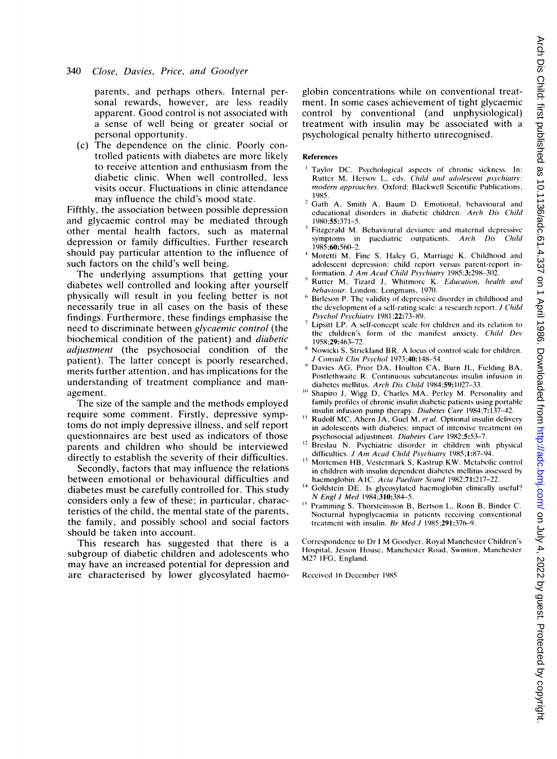parents, and perhaps others. Internal personal rewards, however, are less readily apparent. Good control is not associated with a sense of well being or greater social or personal opportunity.

(c) The dependence on the clinic. Poorly controlled patients with diabetes are more likely to receive attention and enthusiasm from the diabetic clinic. When well controlled, less visits occur. Fluctuations in clinic attendance may influence the child's mood state.

Fifthly, the association between possible depression and glycaemic control may be mediated through other mental health factors, such as maternal depression or family difficulties. Further research should pay particular attention to the influence of such factors on the child's well being.

The underlying assumptions that getting your diabetes well controlled and looking after yourself physically will result in you feeling better is not necessarily true in all cases on the basis of these findings. Furthermore, these findings emphasise the need to discriminate between *glycaemic control* (the biochemical condition of the patient) and *diabetic adjustment* (the psychosocial condition of the patient). The latter concept is poorly researched, merits further attention, and has implications for the understanding of treatment compliance and management.

The size of the sample and the methods employed require some comment. Firstly, depressive symptoms do not imply depressive illness, and self report questionnaires are best used as indicators of those parents and children who should be interviewed directly to establish the severity of their difficulties.

Secondly, factors that may influence the relations between emotional or behavioural difficulties and diabetes must be carefully controlled for. This study considers only a few of these; in particular, characteristics of the child, the mental state of the parents, the family, and possibly school and social factors should be taken into account.

This research has suggested that there is a subgroup of diabetic children and adolescents who may have an increased potential for depression and are characterised by lower glycosylated haemoglobin concentrations while on conventional treatment. In some cases achievement of tight glycaemic control by conventional (and unphysiological) treatment with insulin may be associated with a psychological penalty hitherto unrecognised.

#### References

1. Taylor DC. Psychological aspects of chronic sickness. In: Rutter M, Hersov L, eds. *Child and adolescent psychiatry: modern approaches*. Oxford: Blackwell Scientific Publications, 1985.
2. Gath A, Smith A, Baum D. Emotional, behavioural and educational disorders in diabetic children. *Arch Dis Child* 1980;**55**:371–5.
3. Fitzgerald M. Behavioural deviance and maternal depressive symptoms in paediatric outpatients. *Arch Dis Child* 1985;**60**:560–2.
4. Moretti M, Fine S, Haley G, Marriage K. Childhood and adolescent depression: child report versus parent-report information. *J Am Acad Child Psychiatry* 1985;**3**:298–302.
5. Rutter M, Tizard J, Whitmore K. *Education, health and behaviour*. London: Longmans, 1970.
6. Birleson P. The validity of depressive disorder in childhood and the development of a self-rating scale: a research report. *J Child Psychol Psychiatry* 1981;**22**:73–89.
7. Lipsitt LP. A self-concept scale for children and its relation to the children's form of the manifest anxiety. *Child Dev* 1958;**29**:463–72.
8. Nowicki S, Strickland BR. A locus of control scale for children. *J Consult Clin Psychol* 1973;**40**:148–54.
9. Davies AG, Prior DA, Houlton CA, Burn JL, Fielding BA, Postlethwaite R. Continuous subcutaneous insulin infusion in diabetes mellitus. *Arch Dis Child* 1984;**59**:1027–33.
10. Shapiro J, Wigg D, Charles MA, Perley M. Personality and family profiles of chronic insulin diabetic patients using portable insulin infusion pump therapy. *Diabetes Care* 1984;**7**:137–42.
11. Rudolf MC, Ahern JA, Guel M, *et al*. Optional insulin delivery in adolescents with diabetes: impact of intensive treatment on psychosocial adjustment. *Diabetes Care* 1982;**5**:53–7.
12. Breslau N. Psychiatric disorder in children with physical difficulties. *J Am Acad Child Psychiatry* 1985;**1**:87–94.
13. Mortensen HB, Vestermark S, Kastrup KW. Metabolic control in children with insulin dependent diabetes mellitus assessed by haemoglobin A1C. *Acta Paediatr Scand* 1982;**71**:217–22.
14. Goldstein DE. Is glycosylated haemoglobin clinically useful? *N Engl J Med* 1984;**310**:384–5.
15. Pramming S, Thorsteinsson B, Bertson L, Ronn B, Binder C. Nocturnal hypoglycaemia in patients receiving conventional treatment with insulin. *Br Med J* 1985;**291**:376–9.

Correspondence to Dr I M Goodyer, Royal Manchester Children's Hospital, Jesson House, Manchester Road, Swinton, Manchester M27 1FG, England.

Received 16 December 1985